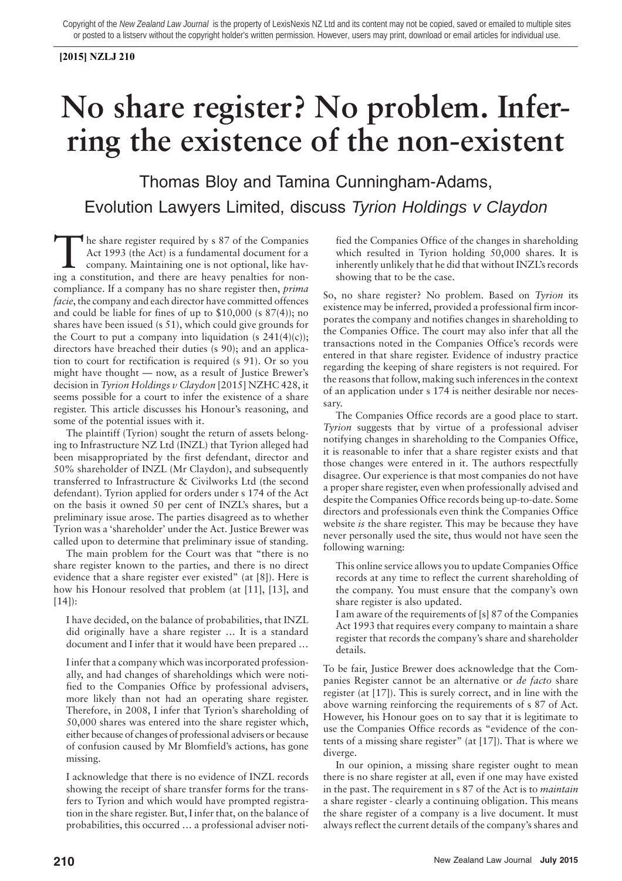Copyright of the *New Zealand Law Journal* is the property of LexisNexis NZ Ltd and its content may not be copied, saved or emailed to multiple sites or posted to a listserv without the copyright holder's written permission. However, users may print, download or email articles for individual use.

**[2015] NZLJ 210**

# No share register? No problem. Inferring the existence of the non-existent

## Thomas Bloy and Tamina Cunningham-Adams, Evolution Lawyers Limited, discuss *Tyrion Holdings v Claydon*

The share register required by s 87 of the Companies Act 1993 (the Act) is a fundamental document for a company. Maintaining one is not optional, like having a constitution, and there are heavy penalties for non-compliance. If a company has no share register then, *prima facie*, the company and each director have committed offences and could be liable for fines of up to $10,000 (s 87(4)); no shares have been issued (s 51), which could give grounds for the Court to put a company into liquidation (s 241(4)(c)); directors have breached their duties (s 90); and an application to court for rectification is required (s 91). Or so you might have thought — now, as a result of Justice Brewer's decision in *Tyrion Holdings v Claydon* [2015] NZHC 428, it seems possible for a court to infer the existence of a share register. This article discusses his Honour's reasoning, and some of the potential issues with it.

The plaintiff (Tyrion) sought the return of assets belonging to Infrastructure NZ Ltd (INZL) that Tyrion alleged had been misappropriated by the first defendant, director and 50% shareholder of INZL (Mr Claydon), and subsequently transferred to Infrastructure & Civilworks Ltd (the second defendant). Tyrion applied for orders under s 174 of the Act on the basis it owned 50 per cent of INZL's shares, but a preliminary issue arose. The parties disagreed as to whether Tyrion was a 'shareholder' under the Act. Justice Brewer was called upon to determine that preliminary issue of standing.

The main problem for the Court was that "there is no share register known to the parties, and there is no direct evidence that a share register ever existed" (at [8]). Here is how his Honour resolved that problem (at [11], [13], and [14]):

> I have decided, on the balance of probabilities, that INZL did originally have a share register … It is a standard document and I infer that it would have been prepared …
>
> I infer that a company which was incorporated professionally, and had changes of shareholdings which were notified to the Companies Office by professional advisers, more likely than not had an operating share register. Therefore, in 2008, I infer that Tyrion's shareholding of 50,000 shares was entered into the share register which, either because of changes of professional advisers or because of confusion caused by Mr Blomfield's actions, has gone missing.
>
> I acknowledge that there is no evidence of INZL records showing the receipt of share transfer forms for the transfers to Tyrion and which would have prompted registration in the share register. But, I infer that, on the balance of probabilities, this occurred … a professional adviser notified the Companies Office of the changes in shareholding which resulted in Tyrion holding 50,000 shares. It is inherently unlikely that he did that without INZL's records showing that to be the case.

So, no share register? No problem. Based on *Tyrion* its existence may be inferred, provided a professional firm incorporates the company and notifies changes in shareholding to the Companies Office. The court may also infer that all the transactions noted in the Companies Office's records were entered in that share register. Evidence of industry practice regarding the keeping of share registers is not required. For the reasons that follow, making such inferences in the context of an application under s 174 is neither desirable nor necessary.

The Companies Office records are a good place to start. *Tyrion* suggests that by virtue of a professional adviser notifying changes in shareholding to the Companies Office, it is reasonable to infer that a share register exists and that those changes were entered in it. The authors respectfully disagree. Our experience is that most companies do not have a proper share register, even when professionally advised and despite the Companies Office records being up-to-date. Some directors and professionals even think the Companies Office website *is* the share register. This may be because they have never personally used the site, thus would not have seen the following warning:

> This online service allows you to update Companies Office records at any time to reflect the current shareholding of the company. You must ensure that the company's own share register is also updated.
>
> I am aware of the requirements of [s] 87 of the Companies Act 1993 that requires every company to maintain a share register that records the company's share and shareholder details.

To be fair, Justice Brewer does acknowledge that the Companies Register cannot be an alternative or *de facto* share register (at [17]). This is surely correct, and in line with the above warning reinforcing the requirements of s 87 of Act. However, his Honour goes on to say that it is legitimate to use the Companies Office records as "evidence of the contents of a missing share register" (at [17]). That is where we diverge.

In our opinion, a missing share register ought to mean there is no share register at all, even if one may have existed in the past. The requirement in s 87 of the Act is to *maintain* a share register - clearly a continuing obligation. This means the share register of a company is a live document. It must always reflect the current details of the company's shares and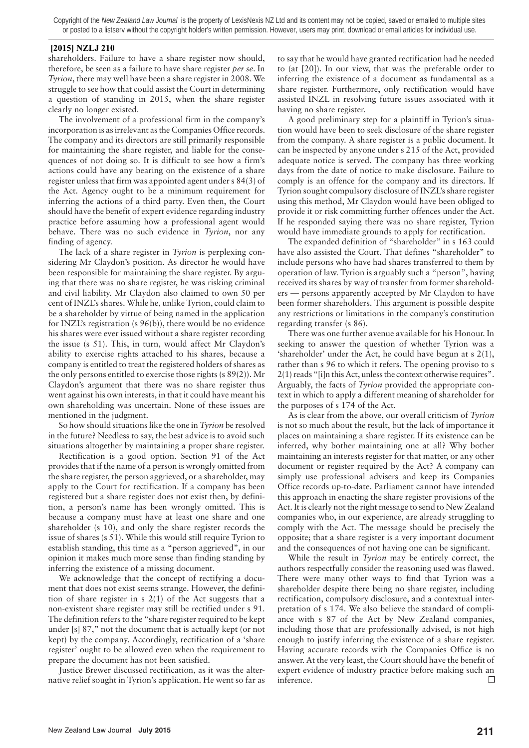shareholders. Failure to have a share register now should, therefore, be seen as a failure to have share register *per se*. In *Tyrion*, there may well have been a share register in 2008. We struggle to see how that could assist the Court in determining a question of standing in 2015, when the share register clearly no longer existed.

The involvement of a professional firm in the company's incorporation is as irrelevant as the Companies Office records. The company and its directors are still primarily responsible for maintaining the share register, and liable for the consequences of not doing so. It is difficult to see how a firm's actions could have any bearing on the existence of a share register unless that firm was appointed agent under s 84(3) of the Act. Agency ought to be a minimum requirement for inferring the actions of a third party. Even then, the Court should have the benefit of expert evidence regarding industry practice before assuming how a professional agent would behave. There was no such evidence in *Tyrion*, nor any finding of agency.

The lack of a share register in *Tyrion* is perplexing considering Mr Claydon's position. As director he would have been responsible for maintaining the share register. By arguing that there was no share register, he was risking criminal and civil liability. Mr Claydon also claimed to own 50 per cent of INZL's shares. While he, unlike Tyrion, could claim to be a shareholder by virtue of being named in the application for INZL's registration (s 96(b)), there would be no evidence his shares were ever issued without a share register recording the issue (s 51). This, in turn, would affect Mr Claydon's ability to exercise rights attached to his shares, because a company is entitled to treat the registered holders of shares as the only persons entitled to exercise those rights (s 89(2)). Mr Claydon's argument that there was no share register thus went against his own interests, in that it could have meant his own shareholding was uncertain. None of these issues are mentioned in the judgment.

So how should situations like the one in *Tyrion* be resolved in the future? Needless to say, the best advice is to avoid such situations altogether by maintaining a proper share register.

Rectification is a good option. Section 91 of the Act provides that if the name of a person is wrongly omitted from the share register, the person aggrieved, or a shareholder, may apply to the Court for rectification. If a company has been registered but a share register does not exist then, by definition, a person's name has been wrongly omitted. This is because a company must have at least one share and one shareholder (s 10), and only the share register records the issue of shares (s 51). While this would still require Tyrion to establish standing, this time as a "person aggrieved", in our opinion it makes much more sense than finding standing by inferring the existence of a missing document.

We acknowledge that the concept of rectifying a document that does not exist seems strange. However, the definition of share register in s 2(1) of the Act suggests that a non-existent share register may still be rectified under s 91. The definition refers to the "share register required to be kept under [s] 87," not the document that is actually kept (or not kept) by the company. Accordingly, rectification of a 'share register' ought to be allowed even when the requirement to prepare the document has not been satisfied.

Justice Brewer discussed rectification, as it was the alternative relief sought in Tyrion's application. He went so far as to say that he would have granted rectification had he needed to (at [20]). In our view, that was the preferable order to inferring the existence of a document as fundamental as a share register. Furthermore, only rectification would have assisted INZL in resolving future issues associated with it having no share register.

A good preliminary step for a plaintiff in Tyrion's situation would have been to seek disclosure of the share register from the company. A share register is a public document. It can be inspected by anyone under s 215 of the Act, provided adequate notice is served. The company has three working days from the date of notice to make disclosure. Failure to comply is an offence for the company and its directors. If Tyrion sought compulsory disclosure of INZL's share register using this method, Mr Claydon would have been obliged to provide it or risk committing further offences under the Act. If he responded saying there was no share register, Tyrion would have immediate grounds to apply for rectification.

The expanded definition of "shareholder" in s 163 could have also assisted the Court. That defines "shareholder" to include persons who have had shares transferred to them by operation of law. Tyrion is arguably such a "person", having received its shares by way of transfer from former shareholders — persons apparently accepted by Mr Claydon to have been former shareholders. This argument is possible despite any restrictions or limitations in the company's constitution regarding transfer (s 86).

There was one further avenue available for his Honour. In seeking to answer the question of whether Tyrion was a 'shareholder' under the Act, he could have begun at s 2(1), rather than s 96 to which it refers. The opening proviso to s 2(1) reads "[i]n this Act, unless the context otherwise requires". Arguably, the facts of *Tyrion* provided the appropriate context in which to apply a different meaning of shareholder for the purposes of s 174 of the Act.

As is clear from the above, our overall criticism of *Tyrion* is not so much about the result, but the lack of importance it places on maintaining a share register. If its existence can be inferred, why bother maintaining one at all? Why bother maintaining an interests register for that matter, or any other document or register required by the Act? A company can simply use professional advisers and keep its Companies Office records up-to-date. Parliament cannot have intended this approach in enacting the share register provisions of the Act. It is clearly not the right message to send to New Zealand companies who, in our experience, are already struggling to comply with the Act. The message should be precisely the opposite; that a share register is a very important document and the consequences of not having one can be significant.

While the result in *Tyrion* may be entirely correct, the authors respectfully consider the reasoning used was flawed. There were many other ways to find that Tyrion was a shareholder despite there being no share register, including rectification, compulsory disclosure, and a contextual interpretation of s 174. We also believe the standard of compliance with s 87 of the Act by New Zealand companies, including those that are professionally advised, is not high enough to justify inferring the existence of a share register. Having accurate records with the Companies Office is no answer. At the very least, the Court should have the benefit of expert evidence of industry practice before making such an inference. ❐